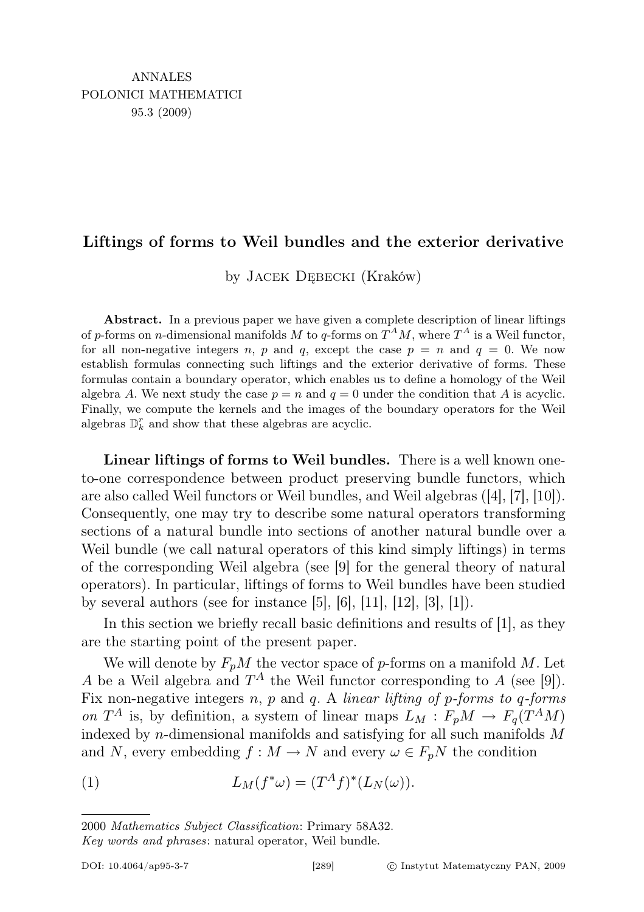# Liftings of forms to Weil bundles and the exterior derivative

by Jacek Dębecki (Kraków)

**Abstract.** In a previous paper we have given a complete description of linear liftings of $p$-forms on $n$-dimensional manifolds $M$ to $q$-forms on $T^A M$, where $T^A$ is a Weil functor, for all non-negative integers $n$, $p$ and $q$, except the case $p = n$ and $q = 0$. We now establish formulas connecting such liftings and the exterior derivative of forms. These formulas contain a boundary operator, which enables us to define a homology of the Weil algebra $A$. We next study the case $p = n$ and $q = 0$ under the condition that $A$ is acyclic. Finally, we compute the kernels and the images of the boundary operators for the Weil algebras $\mathbb{D}_k^r$ and show that these algebras are acyclic.

**Linear liftings of forms to Weil bundles.** There is a well known one-to-one correspondence between product preserving bundle functors, which are also called Weil functors or Weil bundles, and Weil algebras ([4], [7], [10]). Consequently, one may try to describe some natural operators transforming sections of a natural bundle into sections of another natural bundle over a Weil bundle (we call natural operators of this kind simply liftings) in terms of the corresponding Weil algebra (see [9] for the general theory of natural operators). In particular, liftings of forms to Weil bundles have been studied by several authors (see for instance [5], [6], [11], [12], [3], [1]).

In this section we briefly recall basic definitions and results of [1], as they are the starting point of the present paper.

We will denote by $F_p M$ the vector space of $p$-forms on a manifold $M$. Let $A$ be a Weil algebra and $T^A$ the Weil functor corresponding to $A$ (see [9]). Fix non-negative integers $n$, $p$ and $q$. A *linear lifting of $p$-forms to $q$-forms on $T^A$* is, by definition, a system of linear maps $L_M : F_p M \to F_q(T^A M)$ indexed by $n$-dimensional manifolds and satisfying for all such manifolds $M$ and $N$, every embedding $f : M \to N$ and every $\omega \in F_p N$ the condition

$$L_M(f^*\omega) = (T^A f)^*(L_N(\omega)). \tag{1}$$

---

2000 *Mathematics Subject Classification*: Primary 58A32.

*Key words and phrases*: natural operator, Weil bundle.

DOI: 10.4064/ap95-3-7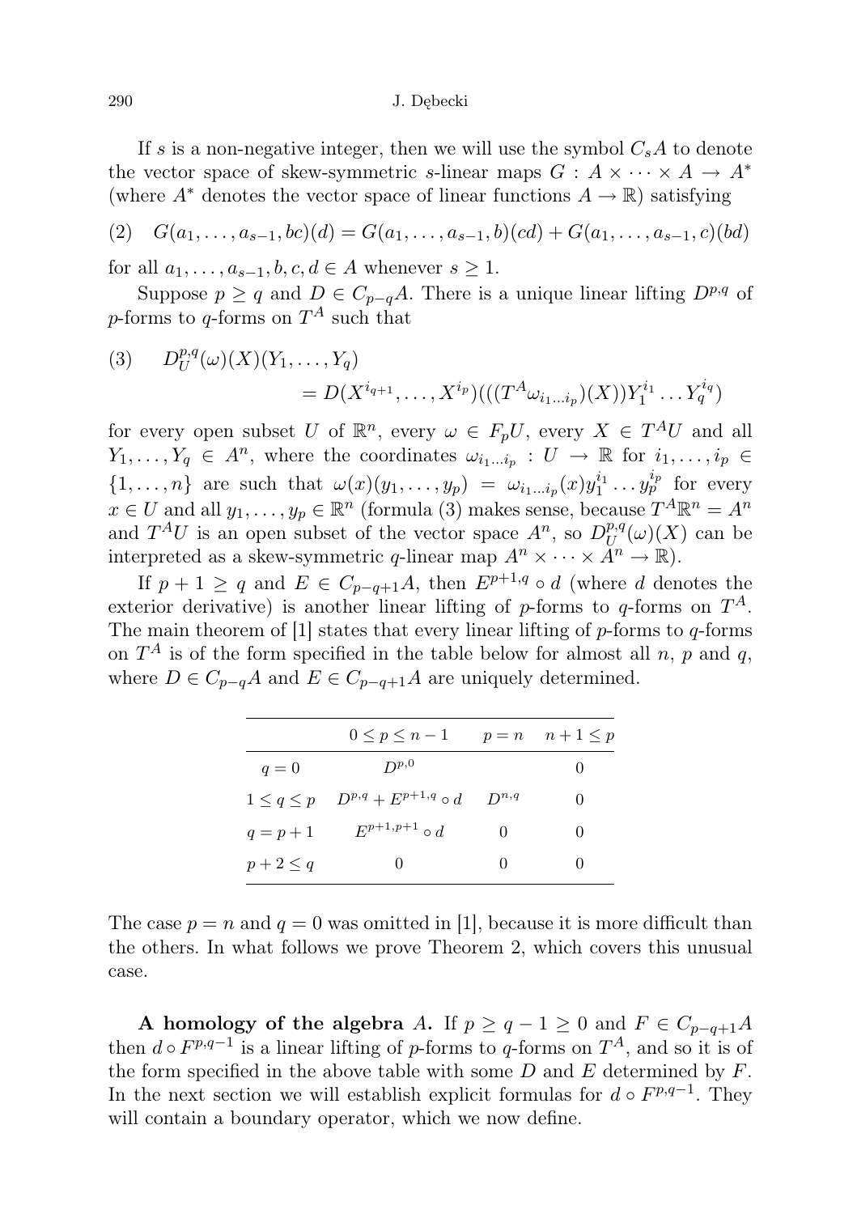If $s$ is a non-negative integer, then we will use the symbol $C_s A$ to denote the vector space of skew-symmetric $s$-linear maps $G : A \times \cdots \times A \to A^*$ (where $A^*$ denotes the vector space of linear functions $A \to \mathbb{R}$) satisfying

$$(2) \quad G(a_1, \ldots, a_{s-1}, bc)(d) = G(a_1, \ldots, a_{s-1}, b)(cd) + G(a_1, \ldots, a_{s-1}, c)(bd)$$

for all $a_1, \ldots, a_{s-1}, b, c, d \in A$ whenever $s \geq 1$.

Suppose $p \geq q$ and $D \in C_{p-q}A$. There is a unique linear lifting $D^{p,q}$ of $p$-forms to $q$-forms on $T^A$ such that

$$(3) \quad D_U^{p,q}(\omega)(X)(Y_1, \ldots, Y_q) = D(X^{i_{q+1}}, \ldots, X^{i_p})(((T^A \omega_{i_1 \ldots i_p})(X)) Y_1^{i_1} \ldots Y_q^{i_q})$$

for every open subset $U$ of $\mathbb{R}^n$, every $\omega \in F_p U$, every $X \in T^A U$ and all $Y_1, \ldots, Y_q \in A^n$, where the coordinates $\omega_{i_1 \ldots i_p} : U \to \mathbb{R}$ for $i_1, \ldots, i_p \in \{1, \ldots, n\}$ are such that $\omega(x)(y_1, \ldots, y_p) = \omega_{i_1 \ldots i_p}(x) y_1^{i_1} \ldots y_p^{i_p}$ for every $x \in U$ and all $y_1, \ldots, y_p \in \mathbb{R}^n$ (formula (3) makes sense, because $T^A \mathbb{R}^n = A^n$ and $T^A U$ is an open subset of the vector space $A^n$, so $D_U^{p,q}(\omega)(X)$ can be interpreted as a skew-symmetric $q$-linear map $A^n \times \cdots \times A^n \to \mathbb{R}$).

If $p + 1 \geq q$ and $E \in C_{p-q+1}A$, then $E^{p+1,q} \circ d$ (where $d$ denotes the exterior derivative) is another linear lifting of $p$-forms to $q$-forms on $T^A$. The main theorem of [1] states that every linear lifting of $p$-forms to $q$-forms on $T^A$ is of the form specified in the table below for almost all $n$, $p$ and $q$, where $D \in C_{p-q}A$ and $E \in C_{p-q+1}A$ are uniquely determined.

| | $0 \leq p \leq n-1$ | $p = n$ | $n+1 \leq p$ |
|---|---|---|---|
| $q = 0$ | $D^{p,0}$ | | $0$ |
| $1 \leq q \leq p$ | $D^{p,q} + E^{p+1,q} \circ d$ | $D^{n,q}$ | $0$ |
| $q = p+1$ | $E^{p+1,p+1} \circ d$ | $0$ | $0$ |
| $p+2 \leq q$ | $0$ | $0$ | $0$ |

The case $p = n$ and $q = 0$ was omitted in [1], because it is more difficult than the others. In what follows we prove Theorem 2, which covers this unusual case.

**A homology of the algebra $A$.** If $p \geq q - 1 \geq 0$ and $F \in C_{p-q+1}A$ then $d \circ F^{p,q-1}$ is a linear lifting of $p$-forms to $q$-forms on $T^A$, and so it is of the form specified in the above table with some $D$ and $E$ determined by $F$. In the next section we will establish explicit formulas for $d \circ F^{p,q-1}$. They will contain a boundary operator, which we now define.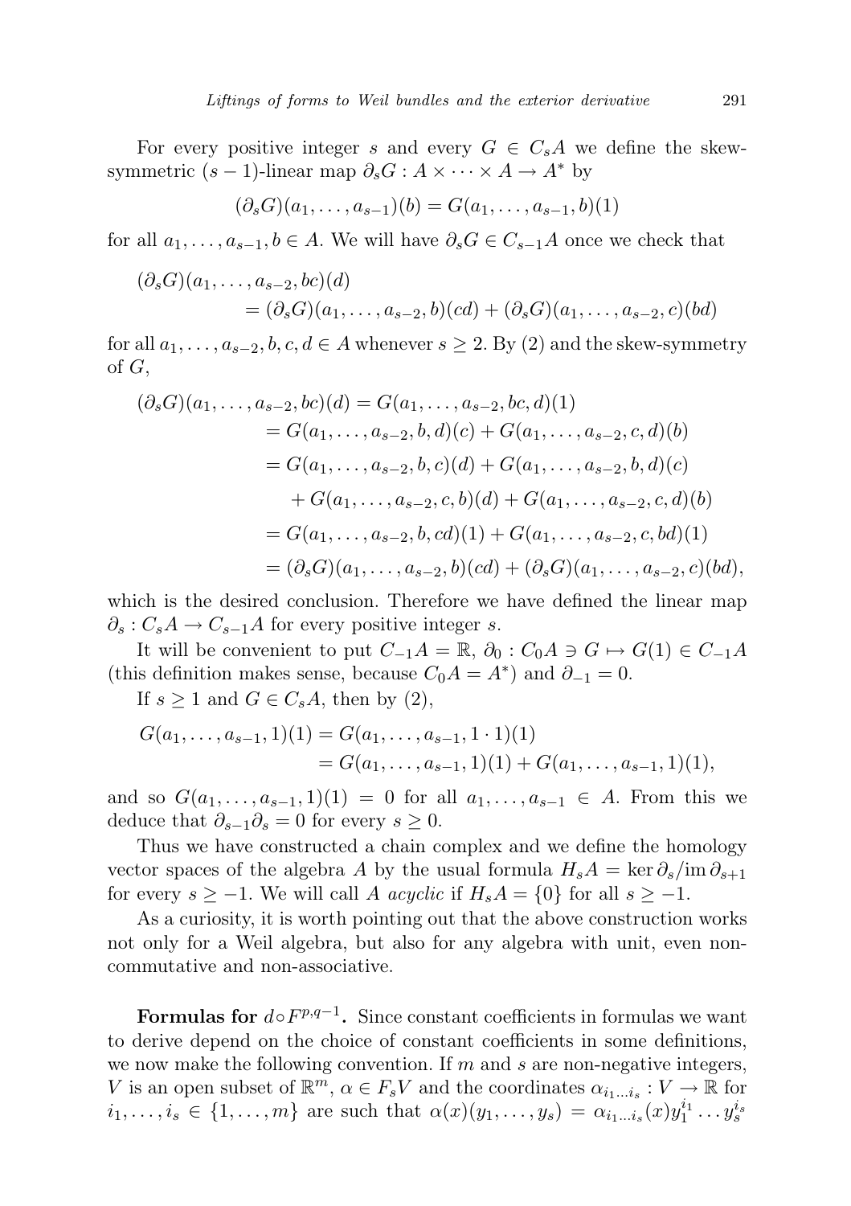For every positive integer $s$ and every $G \in C_s A$ we define the skew-symmetric $(s-1)$-linear map $\partial_s G : A \times \cdots \times A \to A^*$ by

$$(\partial_s G)(a_1, \ldots, a_{s-1})(b) = G(a_1, \ldots, a_{s-1}, b)(1)$$

for all $a_1, \ldots, a_{s-1}, b \in A$. We will have $\partial_s G \in C_{s-1} A$ once we check that

$$\begin{aligned}(\partial_s G)(a_1, \ldots, a_{s-2}, bc)(d) \\ = (\partial_s G)(a_1, \ldots, a_{s-2}, b)(cd) + (\partial_s G)(a_1, \ldots, a_{s-2}, c)(bd)\end{aligned}$$

for all $a_1, \ldots, a_{s-2}, b, c, d \in A$ whenever $s \geq 2$. By (2) and the skew-symmetry of $G$,

$$\begin{aligned}(\partial_s G)(a_1, \ldots, a_{s-2}, bc)(d) &= G(a_1, \ldots, a_{s-2}, bc, d)(1) \\ &= G(a_1, \ldots, a_{s-2}, b, d)(c) + G(a_1, \ldots, a_{s-2}, c, d)(b) \\ &= G(a_1, \ldots, a_{s-2}, b, c)(d) + G(a_1, \ldots, a_{s-2}, b, d)(c) \\ &\quad + G(a_1, \ldots, a_{s-2}, c, b)(d) + G(a_1, \ldots, a_{s-2}, c, d)(b) \\ &= G(a_1, \ldots, a_{s-2}, b, cd)(1) + G(a_1, \ldots, a_{s-2}, c, bd)(1) \\ &= (\partial_s G)(a_1, \ldots, a_{s-2}, b)(cd) + (\partial_s G)(a_1, \ldots, a_{s-2}, c)(bd),\end{aligned}$$

which is the desired conclusion. Therefore we have defined the linear map $\partial_s : C_s A \to C_{s-1} A$ for every positive integer $s$.

It will be convenient to put $C_{-1} A = \mathbb{R}$, $\partial_0 : C_0 A \ni G \mapsto G(1) \in C_{-1} A$ (this definition makes sense, because $C_0 A = A^*$) and $\partial_{-1} = 0$.

If $s \geq 1$ and $G \in C_s A$, then by (2),

$$\begin{aligned}G(a_1, \ldots, a_{s-1}, 1)(1) &= G(a_1, \ldots, a_{s-1}, 1 \cdot 1)(1) \\ &= G(a_1, \ldots, a_{s-1}, 1)(1) + G(a_1, \ldots, a_{s-1}, 1)(1),\end{aligned}$$

and so $G(a_1, \ldots, a_{s-1}, 1)(1) = 0$ for all $a_1, \ldots, a_{s-1} \in A$. From this we deduce that $\partial_{s-1} \partial_s = 0$ for every $s \geq 0$.

Thus we have constructed a chain complex and we define the homology vector spaces of the algebra $A$ by the usual formula $H_s A = \ker \partial_s / \operatorname{im} \partial_{s+1}$ for every $s \geq -1$. We will call $A$ *acyclic* if $H_s A = \{0\}$ for all $s \geq -1$.

As a curiosity, it is worth pointing out that the above construction works not only for a Weil algebra, but also for any algebra with unit, even non-commutative and non-associative.

**Formulas for $d \circ F^{p,q-1}$.** Since constant coefficients in formulas we want to derive depend on the choice of constant coefficients in some definitions, we now make the following convention. If $m$ and $s$ are non-negative integers, $V$ is an open subset of $\mathbb{R}^m$, $\alpha \in F_s V$ and the coordinates $\alpha_{i_1 \ldots i_s} : V \to \mathbb{R}$ for $i_1, \ldots, i_s \in \{1, \ldots, m\}$ are such that $\alpha(x)(y_1, \ldots, y_s) = \alpha_{i_1 \ldots i_s}(x) y_1^{i_1} \ldots y_s^{i_s}$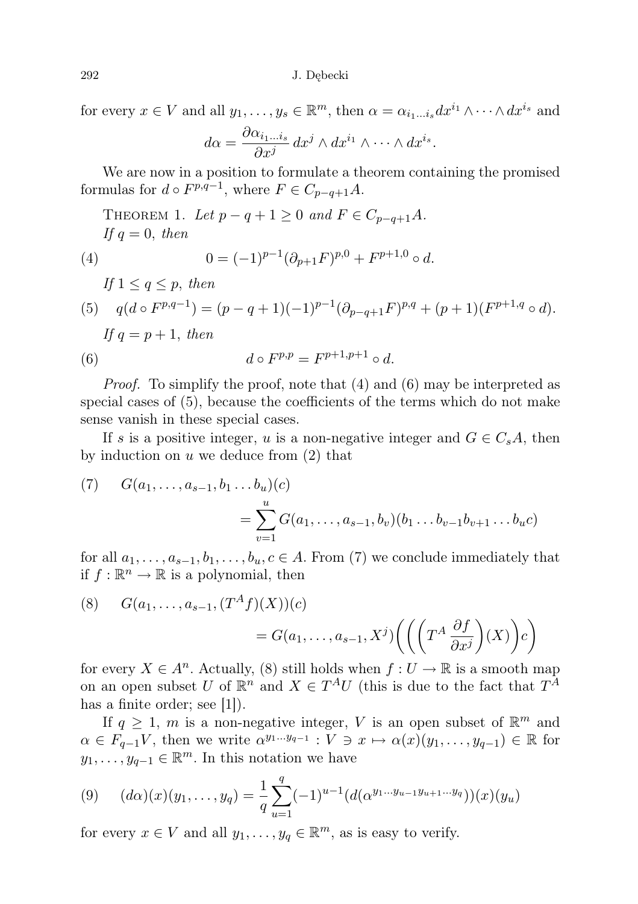for every $x \in V$ and all $y_1, \dots, y_s \in \mathbb{R}^m$, then $\alpha = \alpha_{i_1 \dots i_s} dx^{i_1} \wedge \dots \wedge dx^{i_s}$ and

$$d\alpha = \frac{\partial \alpha_{i_1 \dots i_s}}{\partial x^j} \, dx^j \wedge dx^{i_1} \wedge \dots \wedge dx^{i_s}.$$

We are now in a position to formulate a theorem containing the promised formulas for $d \circ F^{p,q-1}$, where $F \in C_{p-q+1}A$.

THEOREM 1. *Let $p - q + 1 \geq 0$ and $F \in C_{p-q+1}A$.*
*If $q = 0$, then*

$$0 = (-1)^{p-1}(\partial_{p+1}F)^{p,0} + F^{p+1,0} \circ d. \tag{4}$$

*If $1 \leq q \leq p$, then*

$$q(d \circ F^{p,q-1}) = (p - q + 1)(-1)^{p-1}(\partial_{p-q+1}F)^{p,q} + (p + 1)(F^{p+1,q} \circ d). \tag{5}$$

*If $q = p + 1$, then*

$$d \circ F^{p,p} = F^{p+1,p+1} \circ d. \tag{6}$$

*Proof.* To simplify the proof, note that (4) and (6) may be interpreted as special cases of (5), because the coefficients of the terms which do not make sense vanish in these special cases.

If $s$ is a positive integer, $u$ is a non-negative integer and $G \in C_s A$, then by induction on $u$ we deduce from (2) that

$$G(a_1, \dots, a_{s-1}, b_1 \dots b_u)(c) = \sum_{v=1}^{u} G(a_1, \dots, a_{s-1}, b_v)(b_1 \dots b_{v-1} b_{v+1} \dots b_u c) \tag{7}$$

for all $a_1, \dots, a_{s-1}, b_1, \dots, b_u, c \in A$. From (7) we conclude immediately that if $f : \mathbb{R}^n \to \mathbb{R}$ is a polynomial, then

$$G(a_1, \dots, a_{s-1}, (T^A f)(X))(c) = G(a_1, \dots, a_{s-1}, X^j)\bigg(\bigg(\bigg(T^A \frac{\partial f}{\partial x^j}\bigg)(X)\bigg)c\bigg) \tag{8}$$

for every $X \in A^n$. Actually, (8) still holds when $f : U \to \mathbb{R}$ is a smooth map on an open subset $U$ of $\mathbb{R}^n$ and $X \in T^A U$ (this is due to the fact that $T^A$ has a finite order; see [1]).

If $q \geq 1$, $m$ is a non-negative integer, $V$ is an open subset of $\mathbb{R}^m$ and $\alpha \in F_{q-1}V$, then we write $\alpha^{y_1 \dots y_{q-1}} : V \ni x \mapsto \alpha(x)(y_1, \dots, y_{q-1}) \in \mathbb{R}$ for $y_1, \dots, y_{q-1} \in \mathbb{R}^m$. In this notation we have

$$(d\alpha)(x)(y_1, \dots, y_q) = \frac{1}{q} \sum_{u=1}^{q} (-1)^{u-1} (d(\alpha^{y_1 \dots y_{u-1} y_{u+1} \dots y_q}))(x)(y_u) \tag{9}$$

for every $x \in V$ and all $y_1, \dots, y_q \in \mathbb{R}^m$, as is easy to verify.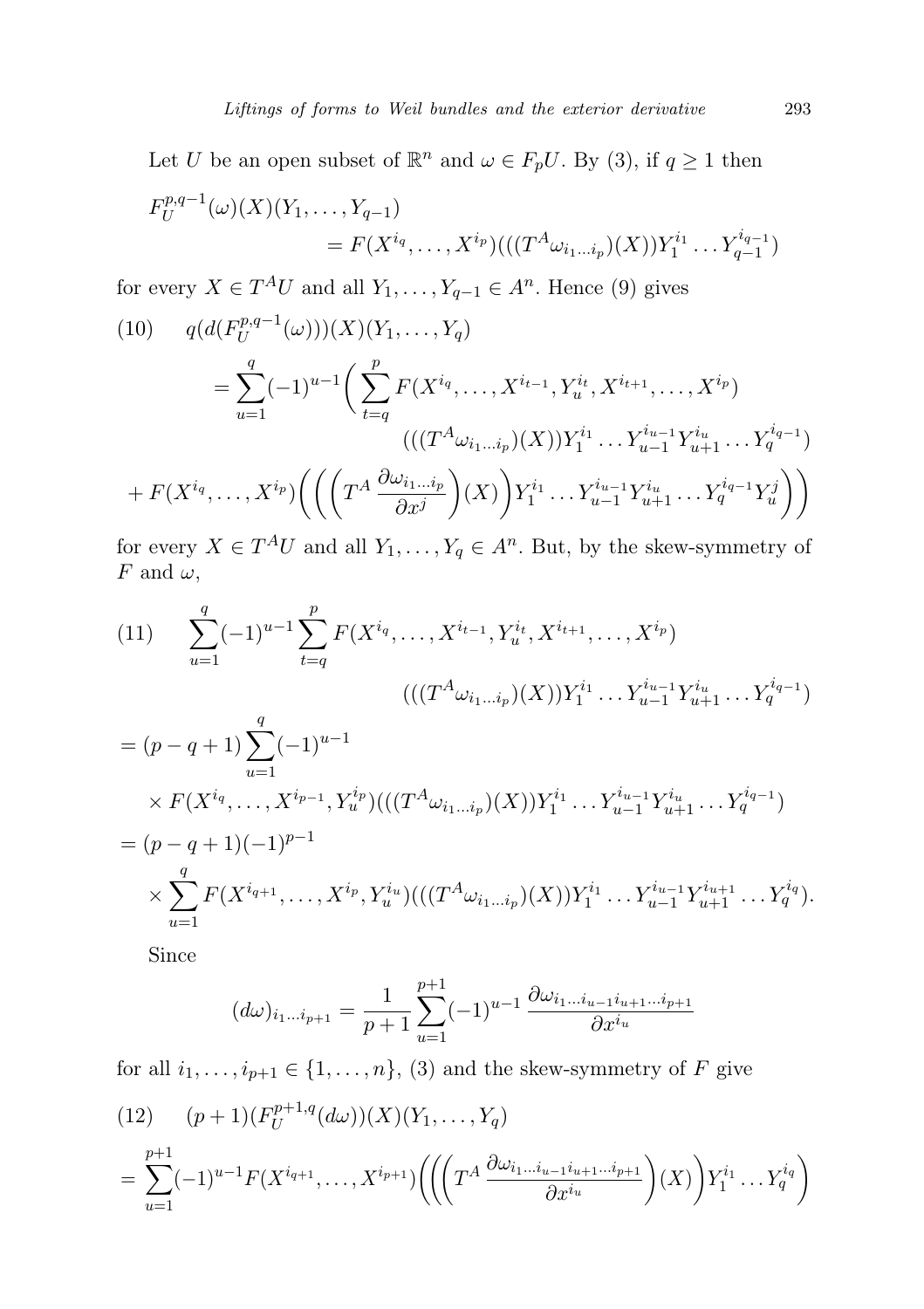Let $U$ be an open subset of $\mathbb{R}^n$ and $\omega \in F_pU$. By (3), if $q \geq 1$ then

$$F_U^{p,q-1}(\omega)(X)(Y_1, \ldots, Y_{q-1}) = F(X^{i_q}, \ldots, X^{i_p})(((T^A \omega_{i_1 \ldots i_p})(X)) Y_1^{i_1} \ldots Y_{q-1}^{i_{q-1}})$$

for every $X \in T^AU$ and all $Y_1, \ldots, Y_{q-1} \in A^n$. Hence (9) gives

$$\begin{aligned}
(10) \quad & q(d(F_U^{p,q-1}(\omega)))(X)(Y_1, \ldots, Y_q) \\
&= \sum_{u=1}^{q} (-1)^{u-1} \bigg( \sum_{t=q}^{p} F(X^{i_q}, \ldots, X^{i_{t-1}}, Y_u^{i_t}, X^{i_{t+1}}, \ldots, X^{i_p}) \\
&\qquad (((T^A \omega_{i_1 \ldots i_p})(X)) Y_1^{i_1} \ldots Y_{u-1}^{i_{u-1}} Y_{u+1}^{i_u} \ldots Y_q^{i_{q-1}}) \\
&+ F(X^{i_q}, \ldots, X^{i_p}) \bigg( \bigg( \bigg( T^A \frac{\partial \omega_{i_1 \ldots i_p}}{\partial x^j} \bigg)(X) \bigg) Y_1^{i_1} \ldots Y_{u-1}^{i_{u-1}} Y_{u+1}^{i_u} \ldots Y_q^{i_{q-1}} Y_u^j \bigg) \bigg)
\end{aligned}$$

for every $X \in T^AU$ and all $Y_1, \ldots, Y_q \in A^n$. But, by the skew-symmetry of $F$ and $\omega$,

$$\begin{aligned}
(11) \quad & \sum_{u=1}^{q} (-1)^{u-1} \sum_{t=q}^{p} F(X^{i_q}, \ldots, X^{i_{t-1}}, Y_u^{i_t}, X^{i_{t+1}}, \ldots, X^{i_p}) \\
&\qquad (((T^A \omega_{i_1 \ldots i_p})(X)) Y_1^{i_1} \ldots Y_{u-1}^{i_{u-1}} Y_{u+1}^{i_u} \ldots Y_q^{i_{q-1}}) \\
&= (p-q+1) \sum_{u=1}^{q} (-1)^{u-1} \\
&\quad \times F(X^{i_q}, \ldots, X^{i_{p-1}}, Y_u^{i_p})(((T^A \omega_{i_1 \ldots i_p})(X)) Y_1^{i_1} \ldots Y_{u-1}^{i_{u-1}} Y_{u+1}^{i_u} \ldots Y_q^{i_{q-1}}) \\
&= (p-q+1)(-1)^{p-1} \\
&\quad \times \sum_{u=1}^{q} F(X^{i_{q+1}}, \ldots, X^{i_p}, Y_u^{i_u})(((T^A \omega_{i_1 \ldots i_p})(X)) Y_1^{i_1} \ldots Y_{u-1}^{i_{u-1}} Y_{u+1}^{i_{u+1}} \ldots Y_q^{i_q}).
\end{aligned}$$

Since

$$(d\omega)_{i_1 \ldots i_{p+1}} = \frac{1}{p+1} \sum_{u=1}^{p+1} (-1)^{u-1} \frac{\partial \omega_{i_1 \ldots i_{u-1} i_{u+1} \ldots i_{p+1}}}{\partial x^{i_u}}$$

for all $i_1, \ldots, i_{p+1} \in \{1, \ldots, n\}$, (3) and the skew-symmetry of $F$ give

$$\begin{aligned}
(12) \quad & (p+1)(F_U^{p+1,q}(d\omega))(X)(Y_1, \ldots, Y_q) \\
&= \sum_{u=1}^{p+1} (-1)^{u-1} F(X^{i_{q+1}}, \ldots, X^{i_{p+1}}) \bigg( \bigg( \bigg( T^A \frac{\partial \omega_{i_1 \ldots i_{u-1} i_{u+1} \ldots i_{p+1}}}{\partial x^{i_u}} \bigg)(X) \bigg) Y_1^{i_1} \ldots Y_q^{i_q} \bigg)
\end{aligned}$$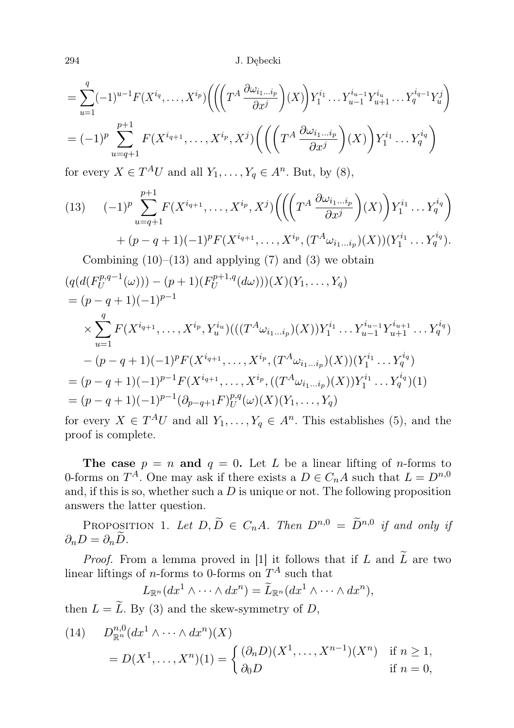$$= \sum_{u=1}^{q} (-1)^{u-1} F(X^{i_q}, \ldots, X^{i_p}) \Big( \Big( \Big( T^A \frac{\partial \omega_{i_1 \ldots i_p}}{\partial x^j} \Big)(X) \Big) Y_1^{i_1} \ldots Y_{u-1}^{i_{u-1}} Y_{u+1}^{i_u} \ldots Y_q^{i_{q-1}} Y_u^j \Big)$$

$$= (-1)^p \sum_{u=q+1}^{p+1} F(X^{i_{q+1}}, \ldots, X^{i_p}, X^j) \Big( \Big( \Big( T^A \frac{\partial \omega_{i_1 \ldots i_p}}{\partial x^j} \Big)(X) \Big) Y_1^{i_1} \ldots Y_q^{i_q} \Big)$$

for every $X \in T^A U$ and all $Y_1, \ldots, Y_q \in A^n$. But, by (8),

$$(13) \quad (-1)^p \sum_{u=q+1}^{p+1} F(X^{i_{q+1}}, \ldots, X^{i_p}, X^j) \Big( \Big( \Big( T^A \frac{\partial \omega_{i_1 \ldots i_p}}{\partial x^j} \Big)(X) \Big) Y_1^{i_1} \ldots Y_q^{i_q} \Big)$$
$$+ (p-q+1)(-1)^p F(X^{i_{q+1}}, \ldots, X^{i_p}, (T^A \omega_{i_1 \ldots i_p})(X))(Y_1^{i_1} \ldots Y_q^{i_q}).$$

Combining (10)–(13) and applying (7) and (3) we obtain

$$(q(d(F_U^{p,q-1}(\omega))) - (p+1)(F_U^{p+1,q}(d\omega)))(X)(Y_1, \ldots, Y_q)$$
$$= (p-q+1)(-1)^{p-1}$$
$$\times \sum_{u=1}^{q} F(X^{i_{q+1}}, \ldots, X^{i_p}, Y_u^{i_u})(((T^A \omega_{i_1 \ldots i_p})(X)) Y_1^{i_1} \ldots Y_{u-1}^{i_{u-1}} Y_{u+1}^{i_{u+1}} \ldots Y_q^{i_q})$$
$$- (p-q+1)(-1)^p F(X^{i_{q+1}}, \ldots, X^{i_p}, (T^A \omega_{i_1 \ldots i_p})(X))(Y_1^{i_1} \ldots Y_q^{i_q})$$
$$= (p-q+1)(-1)^{p-1} F(X^{i_{q+1}}, \ldots, X^{i_p}, ((T^A \omega_{i_1 \ldots i_p})(X)) Y_1^{i_1} \ldots Y_q^{i_q})(1)$$
$$= (p-q+1)(-1)^{p-1} (\partial_{p-q+1} F)_U^{p,q}(\omega)(X)(Y_1, \ldots, Y_q)$$

for every $X \in T^A U$ and all $Y_1, \ldots, Y_q \in A^n$. This establishes (5), and the proof is complete.

**The case $p = n$ and $q = 0$.** Let $L$ be a linear lifting of $n$-forms to 0-forms on $T^A$. One may ask if there exists a $D \in C_n A$ such that $L = D^{n,0}$ and, if this is so, whether such a $D$ is unique or not. The following proposition answers the latter question.

Proposition 1. *Let $D, \widetilde{D} \in C_n A$. Then $D^{n,0} = \widetilde{D}^{n,0}$ if and only if $\partial_n D = \partial_n \widetilde{D}$.*

*Proof.* From a lemma proved in [1] it follows that if $L$ and $\widetilde{L}$ are two linear liftings of $n$-forms to 0-forms on $T^A$ such that

$$L_{\mathbb{R}^n}(dx^1 \wedge \cdots \wedge dx^n) = \widetilde{L}_{\mathbb{R}^n}(dx^1 \wedge \cdots \wedge dx^n),$$

then $L = \widetilde{L}$. By (3) and the skew-symmetry of $D$,

$$(14) \quad D_{\mathbb{R}^n}^{n,0}(dx^1 \wedge \cdots \wedge dx^n)(X)$$
$$= D(X^1, \ldots, X^n)(1) = \begin{cases} (\partial_n D)(X^1, \ldots, X^{n-1})(X^n) & \text{if } n \geq 1, \\ \partial_0 D & \text{if } n = 0, \end{cases}$$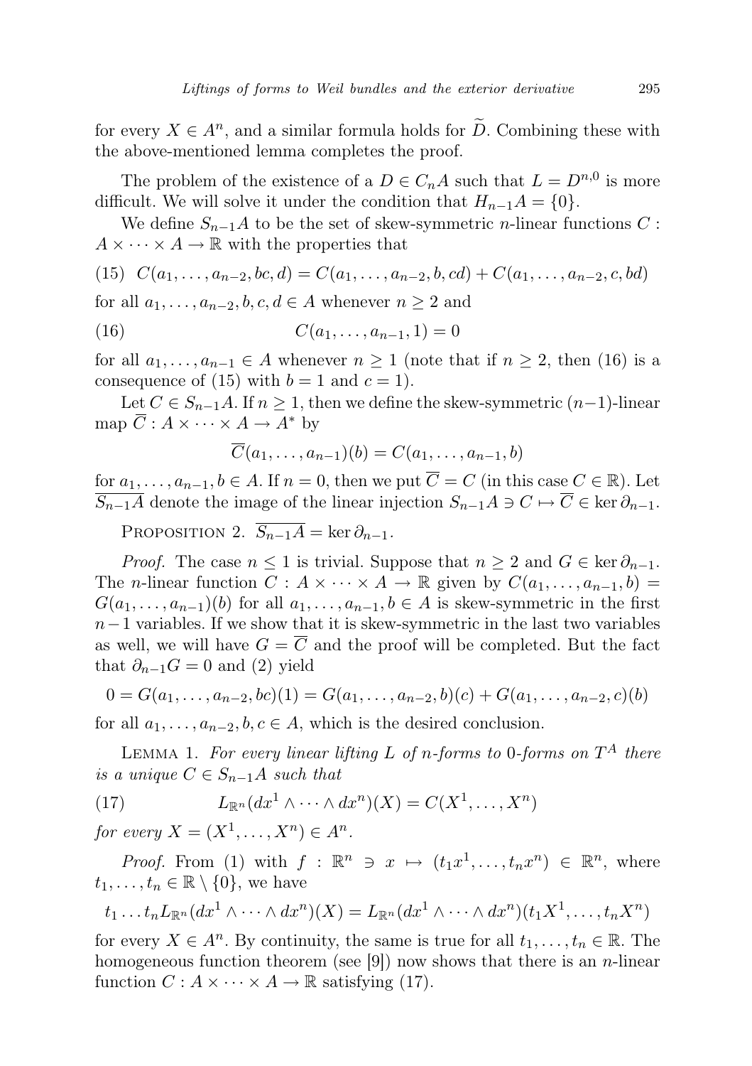for every $X \in A^n$, and a similar formula holds for $\widetilde{D}$. Combining these with the above-mentioned lemma completes the proof.

The problem of the existence of a $D \in C_n A$ such that $L = D^{n,0}$ is more difficult. We will solve it under the condition that $H_{n-1}A = \{0\}$.

We define $S_{n-1}A$ to be the set of skew-symmetric $n$-linear functions $C : A \times \cdots \times A \to \mathbb{R}$ with the properties that

$$(15)\quad C(a_1, \ldots, a_{n-2}, bc, d) = C(a_1, \ldots, a_{n-2}, b, cd) + C(a_1, \ldots, a_{n-2}, c, bd)$$

for all $a_1, \ldots, a_{n-2}, b, c, d \in A$ whenever $n \geq 2$ and

$$(16)\qquad C(a_1, \ldots, a_{n-1}, 1) = 0$$

for all $a_1, \ldots, a_{n-1} \in A$ whenever $n \geq 1$ (note that if $n \geq 2$, then (16) is a consequence of (15) with $b = 1$ and $c = 1$).

Let $C \in S_{n-1}A$. If $n \geq 1$, then we define the skew-symmetric $(n-1)$-linear map $\overline{C} : A \times \cdots \times A \to A^*$ by

$$\overline{C}(a_1, \ldots, a_{n-1})(b) = C(a_1, \ldots, a_{n-1}, b)$$

for $a_1, \ldots, a_{n-1}, b \in A$. If $n = 0$, then we put $\overline{C} = C$ (in this case $C \in \mathbb{R}$). Let $\overline{S_{n-1}A}$ denote the image of the linear injection $S_{n-1}A \ni C \mapsto \overline{C} \in \ker \partial_{n-1}$.

Proposition 2. $\overline{S_{n-1}A} = \ker \partial_{n-1}$.

*Proof.* The case $n \leq 1$ is trivial. Suppose that $n \geq 2$ and $G \in \ker \partial_{n-1}$. The $n$-linear function $C : A \times \cdots \times A \to \mathbb{R}$ given by $C(a_1, \ldots, a_{n-1}, b) = G(a_1, \ldots, a_{n-1})(b)$ for all $a_1, \ldots, a_{n-1}, b \in A$ is skew-symmetric in the first $n-1$ variables. If we show that it is skew-symmetric in the last two variables as well, we will have $G = \overline{C}$ and the proof will be completed. But the fact that $\partial_{n-1}G = 0$ and (2) yield

$$0 = G(a_1, \ldots, a_{n-2}, bc)(1) = G(a_1, \ldots, a_{n-2}, b)(c) + G(a_1, \ldots, a_{n-2}, c)(b)$$

for all $a_1, \ldots, a_{n-2}, b, c \in A$, which is the desired conclusion.

Lemma 1. *For every linear lifting $L$ of $n$-forms to $0$-forms on $T^A$ there is a unique $C \in S_{n-1}A$ such that*

$$(17)\qquad L_{\mathbb{R}^n}(dx^1 \wedge \cdots \wedge dx^n)(X) = C(X^1, \ldots, X^n)$$

*for every $X = (X^1, \ldots, X^n) \in A^n$.*

*Proof.* From (1) with $f : \mathbb{R}^n \ni x \mapsto (t_1 x^1, \ldots, t_n x^n) \in \mathbb{R}^n$, where $t_1, \ldots, t_n \in \mathbb{R} \setminus \{0\}$, we have

$$t_1 \ldots t_n L_{\mathbb{R}^n}(dx^1 \wedge \cdots \wedge dx^n)(X) = L_{\mathbb{R}^n}(dx^1 \wedge \cdots \wedge dx^n)(t_1 X^1, \ldots, t_n X^n)$$

for every $X \in A^n$. By continuity, the same is true for all $t_1, \ldots, t_n \in \mathbb{R}$. The homogeneous function theorem (see [9]) now shows that there is an $n$-linear function $C : A \times \cdots \times A \to \mathbb{R}$ satisfying (17).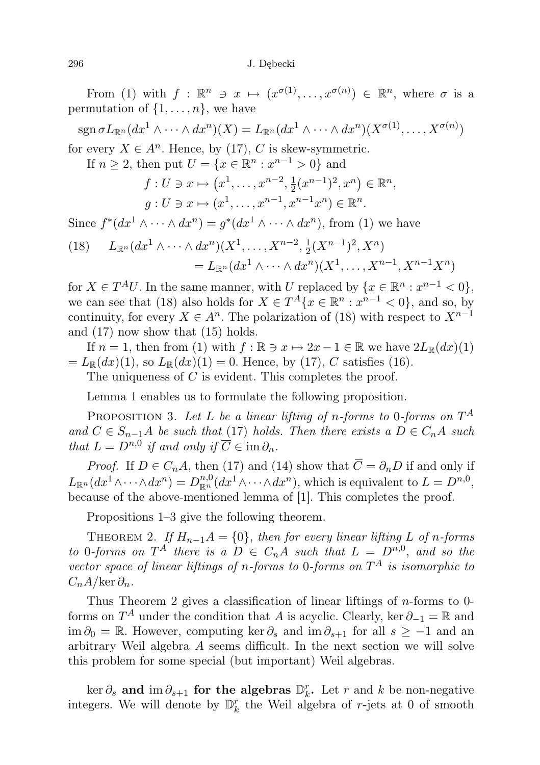From (1) with $f : \mathbb{R}^n \ni x \mapsto (x^{\sigma(1)}, \dots, x^{\sigma(n)}) \in \mathbb{R}^n$, where $\sigma$ is a permutation of $\{1, \dots, n\}$, we have

$$\operatorname{sgn} \sigma L_{\mathbb{R}^n}(dx^1 \wedge \dots \wedge dx^n)(X) = L_{\mathbb{R}^n}(dx^1 \wedge \dots \wedge dx^n)(X^{\sigma(1)}, \dots, X^{\sigma(n)})$$

for every $X \in A^n$. Hence, by (17), $C$ is skew-symmetric.

If $n \geq 2$, then put $U = \{x \in \mathbb{R}^n : x^{n-1} > 0\}$ and

$$f : U \ni x \mapsto \left(x^1, \dots, x^{n-2}, \tfrac{1}{2}(x^{n-1})^2, x^n\right) \in \mathbb{R}^n,$$
$$g : U \ni x \mapsto (x^1, \dots, x^{n-1}, x^{n-1}x^n) \in \mathbb{R}^n.$$

Since $f^*(dx^1 \wedge \dots \wedge dx^n) = g^*(dx^1 \wedge \dots \wedge dx^n)$, from (1) we have

$$\begin{aligned}(18) \qquad L_{\mathbb{R}^n}(dx^1 \wedge \dots \wedge dx^n)&(X^1, \dots, X^{n-2}, \tfrac{1}{2}(X^{n-1})^2, X^n) \\ &= L_{\mathbb{R}^n}(dx^1 \wedge \dots \wedge dx^n)(X^1, \dots, X^{n-1}, X^{n-1}X^n)\end{aligned}$$

for $X \in T^A U$. In the same manner, with $U$ replaced by $\{x \in \mathbb{R}^n : x^{n-1} < 0\}$, we can see that (18) also holds for $X \in T^A\{x \in \mathbb{R}^n : x^{n-1} < 0\}$, and so, by continuity, for every $X \in A^n$. The polarization of (18) with respect to $X^{n-1}$ and (17) now show that (15) holds.

If $n = 1$, then from (1) with $f : \mathbb{R} \ni x \mapsto 2x - 1 \in \mathbb{R}$ we have $2L_{\mathbb{R}}(dx)(1) = L_{\mathbb{R}}(dx)(1)$, so $L_{\mathbb{R}}(dx)(1) = 0$. Hence, by (17), $C$ satisfies (16).

The uniqueness of $C$ is evident. This completes the proof.

Lemma 1 enables us to formulate the following proposition.

Proposition 3. *Let $L$ be a linear lifting of $n$-forms to $0$-forms on $T^A$ and $C \in S_{n-1}A$ be such that* (17) *holds. Then there exists a $D \in C_nA$ such that $L = D^{n,0}$ if and only if $\overline{C} \in \operatorname{im} \partial_n$.*

*Proof.* If $D \in C_nA$, then (17) and (14) show that $\overline{C} = \partial_n D$ if and only if $L_{\mathbb{R}^n}(dx^1 \wedge \dots \wedge dx^n) = D^{n,0}_{\mathbb{R}^n}(dx^1 \wedge \dots \wedge dx^n)$, which is equivalent to $L = D^{n,0}$, because of the above-mentioned lemma of [1]. This completes the proof.

Propositions 1–3 give the following theorem.

Theorem 2. *If $H_{n-1}A = \{0\}$, then for every linear lifting $L$ of $n$-forms to $0$-forms on $T^A$ there is a $D \in C_nA$ such that $L = D^{n,0}$, and so the vector space of linear liftings of $n$-forms to $0$-forms on $T^A$ is isomorphic to $C_nA/\ker \partial_n$.*

Thus Theorem 2 gives a classification of linear liftings of $n$-forms to 0-forms on $T^A$ under the condition that $A$ is acyclic. Clearly, $\ker \partial_{-1} = \mathbb{R}$ and $\operatorname{im} \partial_0 = \mathbb{R}$. However, computing $\ker \partial_s$ and $\operatorname{im} \partial_{s+1}$ for all $s \geq -1$ and an arbitrary Weil algebra $A$ seems difficult. In the next section we will solve this problem for some special (but important) Weil algebras.

**$\ker \partial_s$ and $\operatorname{im} \partial_{s+1}$ for the algebras $\mathbb{D}^r_k$.** Let $r$ and $k$ be non-negative integers. We will denote by $\mathbb{D}^r_k$ the Weil algebra of $r$-jets at 0 of smooth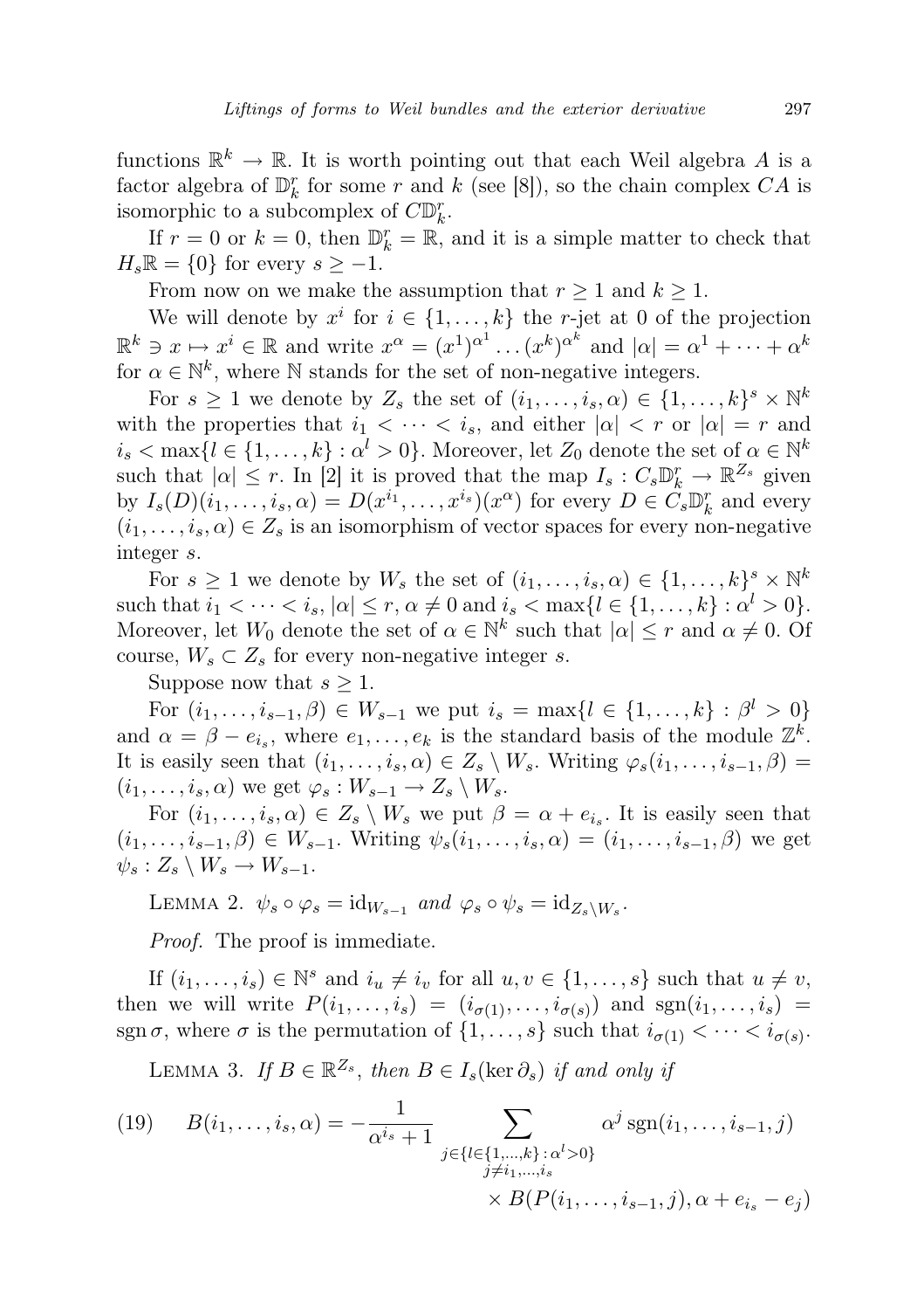functions $\mathbb{R}^k \to \mathbb{R}$. It is worth pointing out that each Weil algebra $A$ is a factor algebra of $\mathbb{D}_k^r$ for some $r$ and $k$ (see [8]), so the chain complex $CA$ is isomorphic to a subcomplex of $C\mathbb{D}_k^r$.

If $r = 0$ or $k = 0$, then $\mathbb{D}_k^r = \mathbb{R}$, and it is a simple matter to check that $H_s\mathbb{R} = \{0\}$ for every $s \geq -1$.

From now on we make the assumption that $r \geq 1$ and $k \geq 1$.

We will denote by $x^i$ for $i \in \{1, \dots, k\}$ the $r$-jet at 0 of the projection $\mathbb{R}^k \ni x \mapsto x^i \in \mathbb{R}$ and write $x^\alpha = (x^1)^{\alpha^1} \dots (x^k)^{\alpha^k}$ and $|\alpha| = \alpha^1 + \dots + \alpha^k$ for $\alpha \in \mathbb{N}^k$, where $\mathbb{N}$ stands for the set of non-negative integers.

For $s \geq 1$ we denote by $Z_s$ the set of $(i_1, \dots, i_s, \alpha) \in \{1, \dots, k\}^s \times \mathbb{N}^k$ with the properties that $i_1 < \dots < i_s$, and either $|\alpha| < r$ or $|\alpha| = r$ and $i_s < \max\{l \in \{1, \dots, k\} : \alpha^l > 0\}$. Moreover, let $Z_0$ denote the set of $\alpha \in \mathbb{N}^k$ such that $|\alpha| \leq r$. In [2] it is proved that the map $I_s : C_s\mathbb{D}_k^r \to \mathbb{R}^{Z_s}$ given by $I_s(D)(i_1, \dots, i_s, \alpha) = D(x^{i_1}, \dots, x^{i_s})(x^\alpha)$ for every $D \in C_s\mathbb{D}_k^r$ and every $(i_1, \dots, i_s, \alpha) \in Z_s$ is an isomorphism of vector spaces for every non-negative integer $s$.

For $s \geq 1$ we denote by $W_s$ the set of $(i_1, \dots, i_s, \alpha) \in \{1, \dots, k\}^s \times \mathbb{N}^k$ such that $i_1 < \dots < i_s$, $|\alpha| \leq r$, $\alpha \neq 0$ and $i_s < \max\{l \in \{1, \dots, k\} : \alpha^l > 0\}$. Moreover, let $W_0$ denote the set of $\alpha \in \mathbb{N}^k$ such that $|\alpha| \leq r$ and $\alpha \neq 0$. Of course, $W_s \subset Z_s$ for every non-negative integer $s$.

Suppose now that $s \geq 1$.

For $(i_1, \dots, i_{s-1}, \beta) \in W_{s-1}$ we put $i_s = \max\{l \in \{1, \dots, k\} : \beta^l > 0\}$ and $\alpha = \beta - e_{i_s}$, where $e_1, \dots, e_k$ is the standard basis of the module $\mathbb{Z}^k$. It is easily seen that $(i_1, \dots, i_s, \alpha) \in Z_s \setminus W_s$. Writing $\varphi_s(i_1, \dots, i_{s-1}, \beta) = (i_1, \dots, i_s, \alpha)$ we get $\varphi_s : W_{s-1} \to Z_s \setminus W_s$.

For $(i_1, \dots, i_s, \alpha) \in Z_s \setminus W_s$ we put $\beta = \alpha + e_{i_s}$. It is easily seen that $(i_1, \dots, i_{s-1}, \beta) \in W_{s-1}$. Writing $\psi_s(i_1, \dots, i_s, \alpha) = (i_1, \dots, i_{s-1}, \beta)$ we get $\psi_s : Z_s \setminus W_s \to W_{s-1}$.

Lemma 2. *$\psi_s \circ \varphi_s = \mathrm{id}_{W_{s-1}}$ and $\varphi_s \circ \psi_s = \mathrm{id}_{Z_s \setminus W_s}$.*

*Proof.* The proof is immediate.

If $(i_1, \dots, i_s) \in \mathbb{N}^s$ and $i_u \neq i_v$ for all $u, v \in \{1, \dots, s\}$ such that $u \neq v$, then we will write $P(i_1, \dots, i_s) = (i_{\sigma(1)}, \dots, i_{\sigma(s)})$ and $\mathrm{sgn}(i_1, \dots, i_s) = \mathrm{sgn}\,\sigma$, where $\sigma$ is the permutation of $\{1, \dots, s\}$ such that $i_{\sigma(1)} < \dots < i_{\sigma(s)}$.

Lemma 3. *If $B \in \mathbb{R}^{Z_s}$, then $B \in I_s(\ker \partial_s)$ if and only if*

$$(19) \qquad B(i_1, \dots, i_s, \alpha) = -\frac{1}{\alpha^{i_s} + 1} \sum_{\substack{j \in \{l \in \{1, \dots, k\} : \alpha^l > 0\} \\ j \neq i_1, \dots, i_s}} \alpha^j \, \mathrm{sgn}(i_1, \dots, i_{s-1}, j) \times B(P(i_1, \dots, i_{s-1}, j), \alpha + e_{i_s} - e_j)$$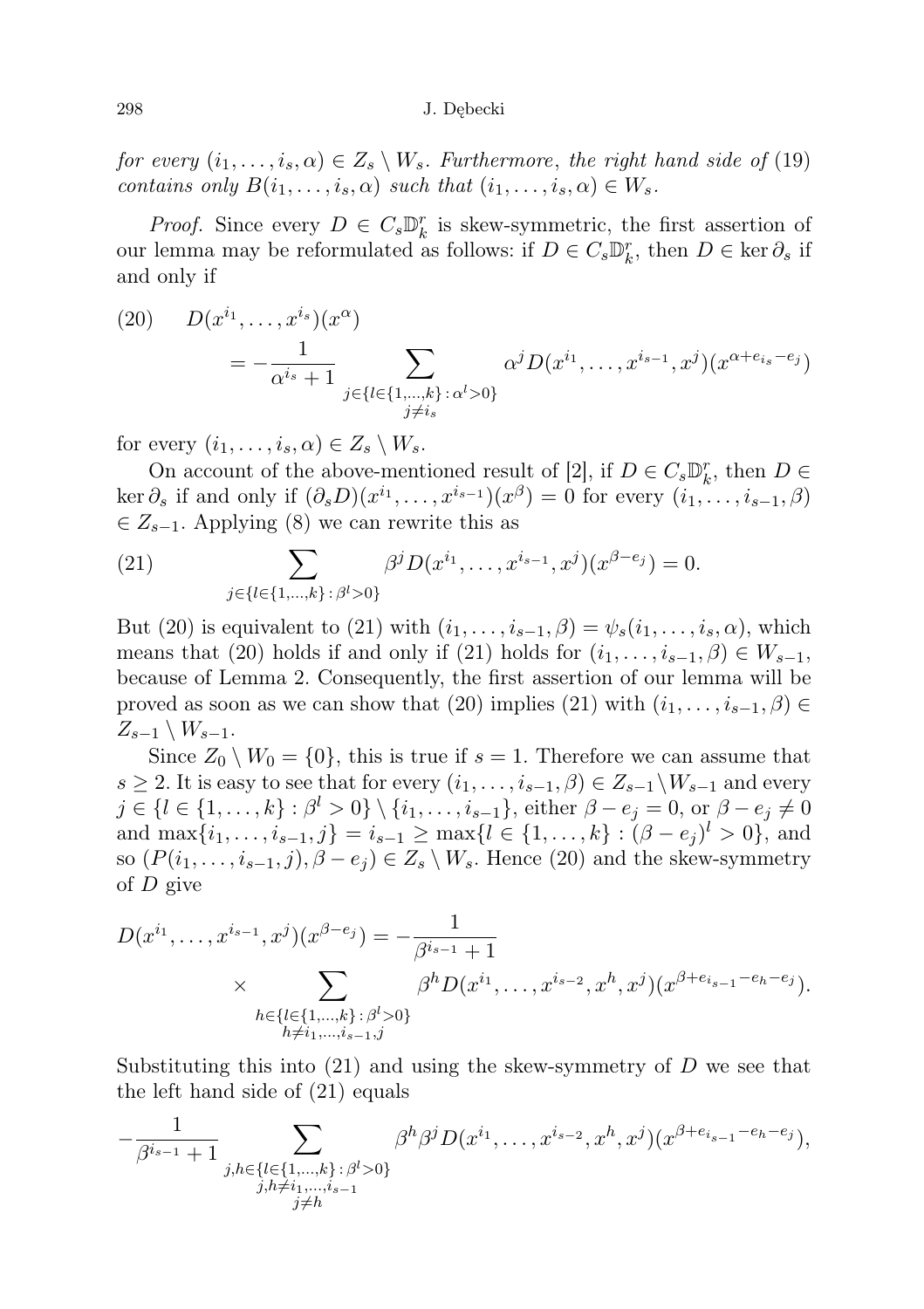*for every* $(i_1, \dots, i_s, \alpha) \in Z_s \setminus W_s$. *Furthermore*, *the right hand side of* (19) *contains only* $B(i_1, \dots, i_s, \alpha)$ *such that* $(i_1, \dots, i_s, \alpha) \in W_s$.

*Proof.* Since every $D \in C_s\mathbb{D}_k^r$ is skew-symmetric, the first assertion of our lemma may be reformulated as follows: if $D \in C_s\mathbb{D}_k^r$, then $D \in \ker \partial_s$ if and only if

$$
\text{(20)} \qquad D(x^{i_1}, \dots, x^{i_s})(x^\alpha) = -\frac{1}{\alpha^{i_s} + 1} \sum_{\substack{j \in \{l \in \{1,\dots,k\} \,:\, \alpha^l > 0\} \\ j \neq i_s}} \alpha^j D(x^{i_1}, \dots, x^{i_{s-1}}, x^j)(x^{\alpha + e_{i_s} - e_j})
$$

for every $(i_1, \dots, i_s, \alpha) \in Z_s \setminus W_s$.

On account of the above-mentioned result of [2], if $D \in C_s\mathbb{D}_k^r$, then $D \in \ker \partial_s$ if and only if $(\partial_s D)(x^{i_1}, \dots, x^{i_{s-1}})(x^\beta) = 0$ for every $(i_1, \dots, i_{s-1}, \beta) \in Z_{s-1}$. Applying (8) we can rewrite this as

$$
\text{(21)} \qquad \sum_{j \in \{l \in \{1,\dots,k\} \,:\, \beta^l > 0\}} \beta^j D(x^{i_1}, \dots, x^{i_{s-1}}, x^j)(x^{\beta - e_j}) = 0.
$$

But (20) is equivalent to (21) with $(i_1, \dots, i_{s-1}, \beta) = \psi_s(i_1, \dots, i_s, \alpha)$, which means that (20) holds if and only if (21) holds for $(i_1, \dots, i_{s-1}, \beta) \in W_{s-1}$, because of Lemma 2. Consequently, the first assertion of our lemma will be proved as soon as we can show that (20) implies (21) with $(i_1, \dots, i_{s-1}, \beta) \in Z_{s-1} \setminus W_{s-1}$.

Since $Z_0 \setminus W_0 = \{0\}$, this is true if $s = 1$. Therefore we can assume that $s \geq 2$. It is easy to see that for every $(i_1, \dots, i_{s-1}, \beta) \in Z_{s-1} \setminus W_{s-1}$ and every $j \in \{l \in \{1, \dots, k\} : \beta^l > 0\} \setminus \{i_1, \dots, i_{s-1}\}$, either $\beta - e_j = 0$, or $\beta - e_j \neq 0$ and $\max\{i_1, \dots, i_{s-1}, j\} = i_{s-1} \geq \max\{l \in \{1, \dots, k\} : (\beta - e_j)^l > 0\}$, and so $(P(i_1, \dots, i_{s-1}, j), \beta - e_j) \in Z_s \setminus W_s$. Hence (20) and the skew-symmetry of $D$ give

$$
D(x^{i_1}, \dots, x^{i_{s-1}}, x^j)(x^{\beta - e_j}) = -\frac{1}{\beta^{i_{s-1}} + 1} \times \sum_{\substack{h \in \{l \in \{1,\dots,k\} \,:\, \beta^l > 0\} \\ h \neq i_1, \dots, i_{s-1}, j}} \beta^h D(x^{i_1}, \dots, x^{i_{s-2}}, x^h, x^j)(x^{\beta + e_{i_{s-1}} - e_h - e_j}).
$$

Substituting this into (21) and using the skew-symmetry of $D$ we see that the left hand side of (21) equals

$$
-\frac{1}{\beta^{i_{s-1}} + 1} \sum_{\substack{j,h \in \{l \in \{1,\dots,k\} \,:\, \beta^l > 0\} \\ j,h \neq i_1, \dots, i_{s-1} \\ j \neq h}} \beta^h \beta^j D(x^{i_1}, \dots, x^{i_{s-2}}, x^h, x^j)(x^{\beta + e_{i_{s-1}} - e_h - e_j}),
$$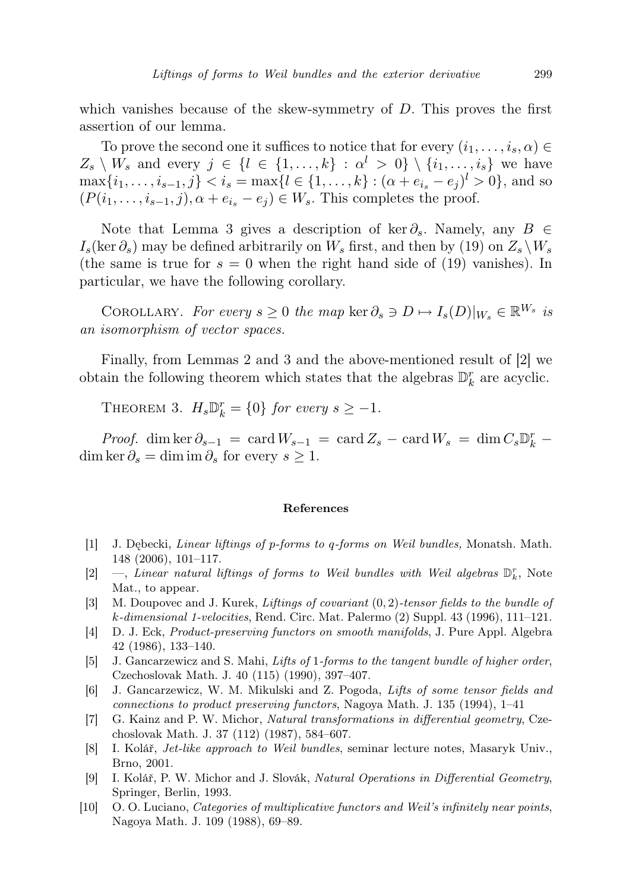which vanishes because of the skew-symmetry of $D$. This proves the first assertion of our lemma.

To prove the second one it suffices to notice that for every $(i_1, \ldots, i_s, \alpha) \in Z_s \setminus W_s$ and every $j \in \{l \in \{1, \ldots, k\} : \alpha^l > 0\} \setminus \{i_1, \ldots, i_s\}$ we have $\max\{i_1, \ldots, i_{s-1}, j\} < i_s = \max\{l \in \{1, \ldots, k\} : (\alpha + e_{i_s} - e_j)^l > 0\}$, and so $(P(i_1, \ldots, i_{s-1}, j), \alpha + e_{i_s} - e_j) \in W_s$. This completes the proof.

Note that Lemma 3 gives a description of $\ker \partial_s$. Namely, any $B \in I_s(\ker \partial_s)$ may be defined arbitrarily on $W_s$ first, and then by (19) on $Z_s \setminus W_s$ (the same is true for $s = 0$ when the right hand side of (19) vanishes). In particular, we have the following corollary.

COROLLARY. *For every $s \geq 0$ the map $\ker \partial_s \ni D \mapsto I_s(D)|_{W_s} \in \mathbb{R}^{W_s}$ is an isomorphism of vector spaces.*

Finally, from Lemmas 2 and 3 and the above-mentioned result of [2] we obtain the following theorem which states that the algebras $\mathbb{D}^r_k$ are acyclic.

THEOREM 3. *$H_s \mathbb{D}^r_k = \{0\}$ for every $s \geq -1$.*

*Proof.* $\dim \ker \partial_{s-1} = \operatorname{card} W_{s-1} = \operatorname{card} Z_s - \operatorname{card} W_s = \dim C_s \mathbb{D}^r_k - \dim \ker \partial_s = \dim \operatorname{im} \partial_s$ for every $s \geq 1$.

## References

[1] J. Dębecki, *Linear liftings of p-forms to q-forms on Weil bundles,* Monatsh. Math. 148 (2006), 101–117.

[2] —, *Linear natural liftings of forms to Weil bundles with Weil algebras* $\mathbb{D}^r_k$, Note Mat., to appear.

[3] M. Doupovec and J. Kurek, *Liftings of covariant* $(0, 2)$*-tensor fields to the bundle of k-dimensional 1-velocities*, Rend. Circ. Mat. Palermo (2) Suppl. 43 (1996), 111–121.

[4] D. J. Eck, *Product-preserving functors on smooth manifolds*, J. Pure Appl. Algebra 42 (1986), 133–140.

[5] J. Gancarzewicz and S. Mahi, *Lifts of* 1*-forms to the tangent bundle of higher order*, Czechoslovak Math. J. 40 (115) (1990), 397–407.

[6] J. Gancarzewicz, W. M. Mikulski and Z. Pogoda, *Lifts of some tensor fields and connections to product preserving functors*, Nagoya Math. J. 135 (1994), 1–41

[7] G. Kainz and P. W. Michor, *Natural transformations in differential geometry*, Czechoslovak Math. J. 37 (112) (1987), 584–607.

[8] I. Kolář, *Jet-like approach to Weil bundles*, seminar lecture notes, Masaryk Univ., Brno, 2001.

[9] I. Kolář, P. W. Michor and J. Slovák, *Natural Operations in Differential Geometry*, Springer, Berlin, 1993.

[10] O. O. Luciano, *Categories of multiplicative functors and Weil's infinitely near points*, Nagoya Math. J. 109 (1988), 69–89.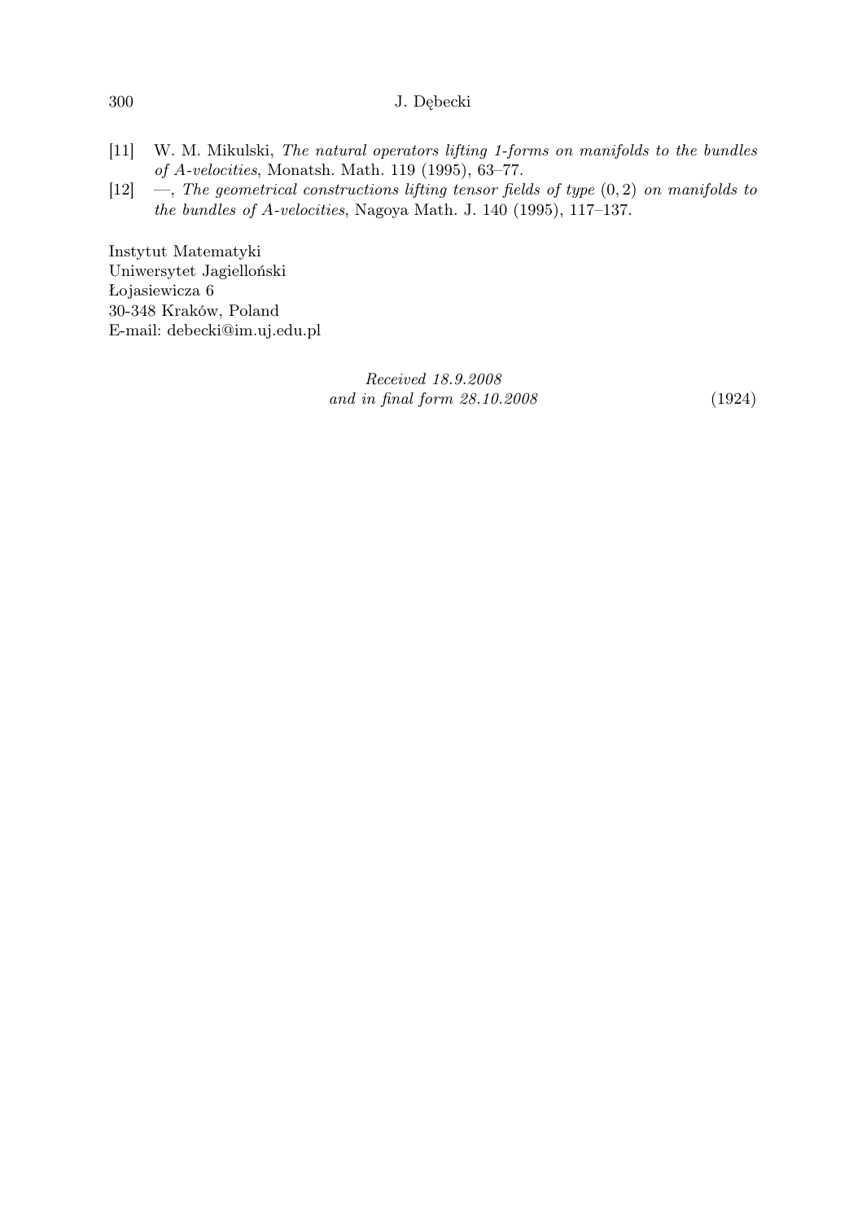[11] W. M. Mikulski, *The natural operators lifting 1-forms on manifolds to the bundles of A-velocities*, Monatsh. Math. 119 (1995), 63–77.

[12] —, *The geometrical constructions lifting tensor fields of type* $(0, 2)$ *on manifolds to the bundles of A-velocities*, Nagoya Math. J. 140 (1995), 117–137.

Instytut Matematyki
Uniwersytet Jagielloński
Łojasiewicza 6
30-348 Kraków, Poland
E-mail: debecki@im.uj.edu.pl

*Received 18.9.2008*
*and in final form 28.10.2008* (1924)